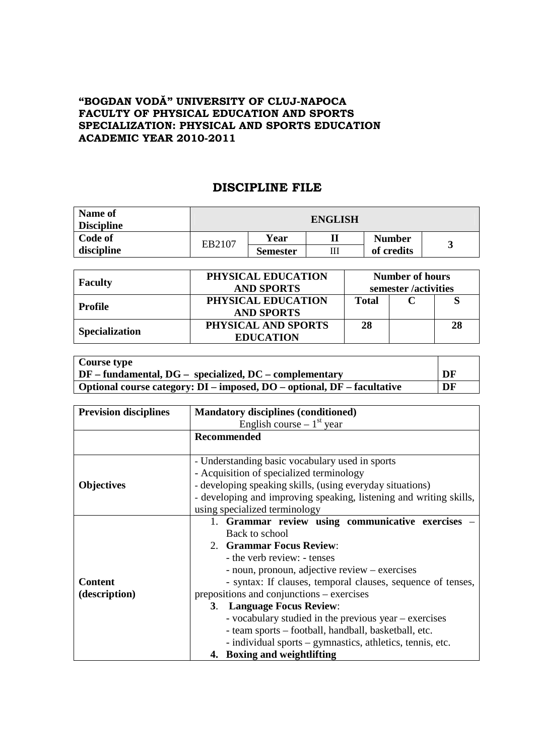**"BOGDAN VODĂ" UNIVERSITY OF CLUJ-NAPOCA**
**FACULTY OF PHYSICAL EDUCATION AND SPORTS**
**SPECIALIZATION: PHYSICAL AND SPORTS EDUCATION**
**ACADEMIC YEAR 2010-2011**

# DISCIPLINE FILE

| Name of Discipline | ENGLISH | | | | |
|---|---|---|---|---|---|
| Code of discipline | EB2107 | Year | II | Number of credits | 3 |
| | | Semester | III | | |

| Faculty | PHYSICAL EDUCATION AND SPORTS | Number of hours semester /activities | | |
|---|---|---|---|---|
| Profile | PHYSICAL EDUCATION AND SPORTS | Total | C | S |
| Specialization | PHYSICAL AND SPORTS EDUCATION | 28 | | 28 |

| Course type | |
|---|---|
| DF – fundamental, DG – specialized, DC – complementary | DF |
| Optional course category: DI – imposed, DO – optional, DF – facultative | DF |

| Prevision disciplines | **Mandatory disciplines (conditioned)**<br>English course – 1st year |
|---|---|
| | **Recommended** |
| Objectives | - Understanding basic vocabulary used in sports<br>- Acquisition of specialized terminology<br>- developing speaking skills, (using everyday situations)<br>- developing and improving speaking, listening and writing skills, using specialized terminology |
| Content (description) | 1. **Grammar review using communicative exercises** – Back to school<br>2. **Grammar Focus Review**:<br>- the verb review: - tenses<br>- noun, pronoun, adjective review – exercises<br>- syntax: If clauses, temporal clauses, sequence of tenses, prepositions and conjunctions – exercises<br>3. **Language Focus Review**:<br>- vocabulary studied in the previous year – exercises<br>- team sports – football, handball, basketball, etc.<br>- individual sports – gymnastics, athletics, tennis, etc.<br>4. **Boxing and weightlifting** |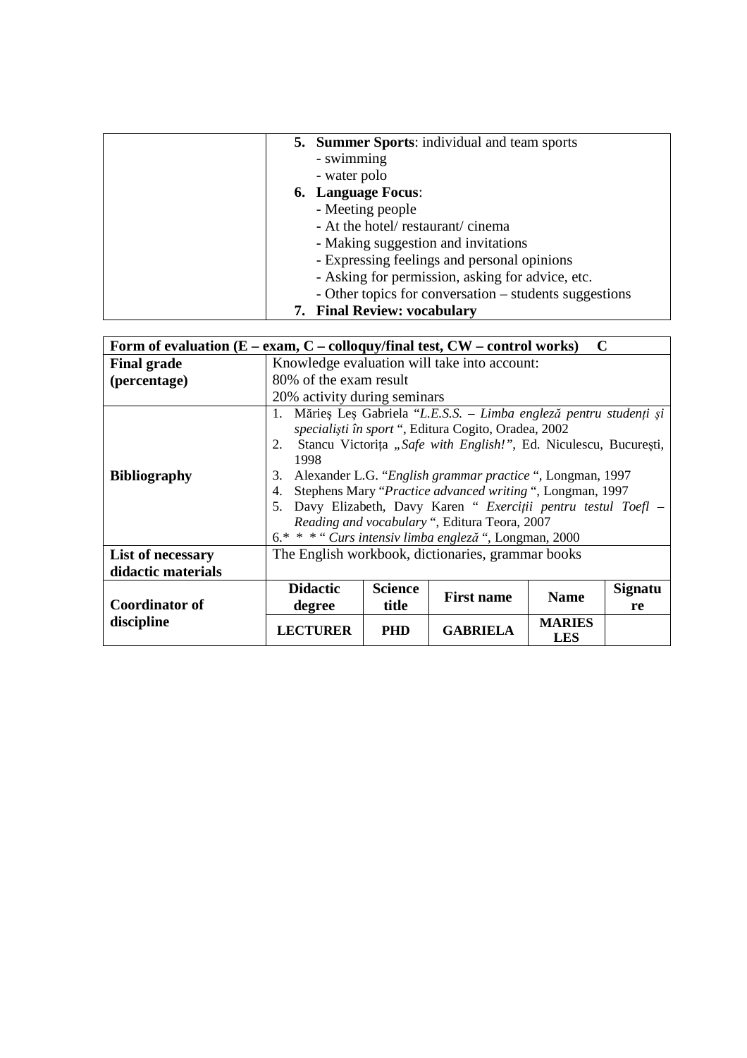| | |
|---|---|
| | **5. Summer Sports**: individual and team sports<br>- swimming<br>- water polo<br>**6. Language Focus**:<br>- Meeting people<br>- At the hotel/ restaurant/ cinema<br>- Making suggestion and invitations<br>- Expressing feelings and personal opinions<br>- Asking for permission, asking for advice, etc.<br>- Other topics for conversation – students suggestions<br>**7. Final Review: vocabulary** |

| **Form of evaluation (E – exam, C – colloquy/final test, CW – control works)** | **C** | | | | |
|---|---|---|---|---|---|
| **Final grade (percentage)** | Knowledge evaluation will take into account:<br>80% of the exam result<br>20% activity during seminars | | | | |
| **Bibliography** | 1. Mărieş Leş Gabriela "*L.E.S.S. – Limba engleză pentru studenți şi specialişti în sport* ", Editura Cogito, Oradea, 2002<br>2. Stancu Victorița „*Safe with English!*", Ed. Niculescu, București, 1998<br>3. Alexander L.G. "*English grammar practice* ", Longman, 1997<br>4. Stephens Mary "*Practice advanced writing* ", Longman, 1997<br>5. Davy Elizabeth, Davy Karen " *Exerciții pentru testul Toefl – Reading and vocabulary* ", Editura Teora, 2007<br>6.* * * " *Curs intensiv limba engleză* ", Longman, 2000 | | | | |
| **List of necessary didactic materials** | The English workbook, dictionaries, grammar books | | | | |
| **Coordinator of discipline** | **Didactic degree** | **Science title** | **First name** | **Name** | **Signature** |
| | **LECTURER** | **PHD** | **GABRIELA** | **MARIES LES** | |